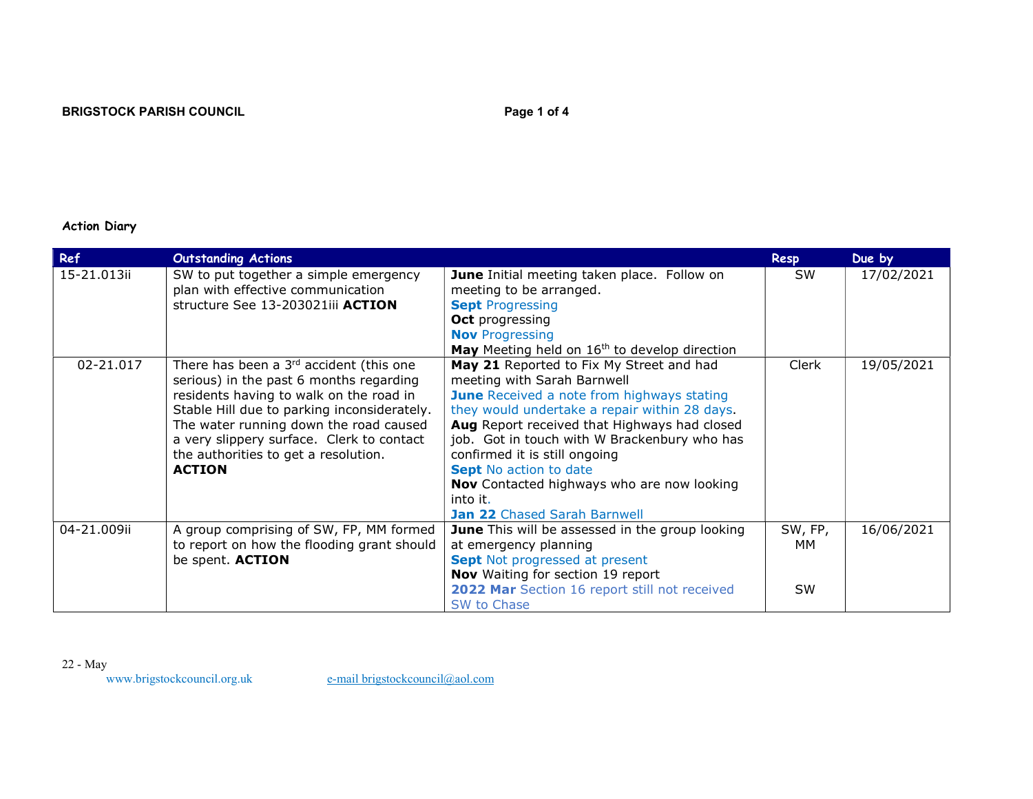**BRIGSTOCK PARISH COUNCIL**

**Action Diary**

| Ref | Outstanding Actions | | Resp | Due by |
|---|---|---|---|---|
| 15-21.013ii | SW to put together a simple emergency plan with effective communication structure See 13-203021iii **ACTION** | **June** Initial meeting taken place. Follow on meeting to be arranged.<br>**Sept** Progressing<br>**Oct** progressing<br>**Nov** Progressing<br>**May** Meeting held on 16th to develop direction | SW | 17/02/2021 |
| 02-21.017 | There has been a 3rd accident (this one serious) in the past 6 months regarding residents having to walk on the road in Stable Hill due to parking inconsiderately. The water running down the road caused a very slippery surface. Clerk to contact the authorities to get a resolution. **ACTION** | **May 21** Reported to Fix My Street and had meeting with Sarah Barnwell<br>**June** Received a note from highways stating they would undertake a repair within 28 days.<br>**Aug** Report received that Highways had closed job. Got in touch with W Brackenbury who has confirmed it is still ongoing<br>**Sept** No action to date<br>**Nov** Contacted highways who are now looking into it.<br>**Jan 22** Chased Sarah Barnwell | Clerk | 19/05/2021 |
| 04-21.009ii | A group comprising of SW, FP, MM formed to report on how the flooding grant should be spent. **ACTION** | **June** This will be assessed in the group looking at emergency planning<br>**Sept** Not progressed at present<br>**Nov** Waiting for section 19 report<br>**2022 Mar** Section 16 report still not received SW to Chase | SW, FP, MM<br><br>SW | 16/06/2021 |

22 - May

www.brigstockcouncil.org.uk e-mail brigstockcouncil@aol.com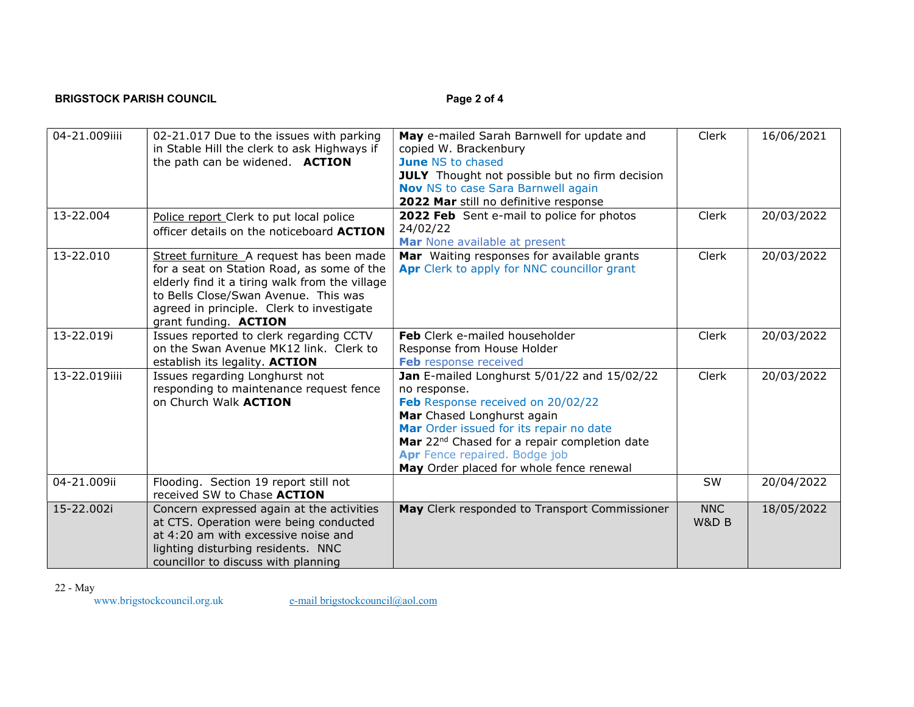| 04-21.009iiii | 02-21.017 Due to the issues with parking in Stable Hill the clerk to ask Highways if the path can be widened. **ACTION** | **May** e-mailed Sarah Barnwell for update and copied W. Brackenbury<br>**June** NS to chased<br>**JULY** Thought not possible but no firm decision<br>**Nov** NS to case Sara Barnwell again<br>**2022 Mar** still no definitive response | Clerk | 16/06/2021 |
|---|---|---|---|---|
| 13-22.004 | Police report Clerk to put local police officer details on the noticeboard **ACTION** | **2022 Feb** Sent e-mail to police for photos 24/02/22<br>**Mar** None available at present | Clerk | 20/03/2022 |
| 13-22.010 | Street furniture A request has been made for a seat on Station Road, as some of the elderly find it a tiring walk from the village to Bells Close/Swan Avenue. This was agreed in principle. Clerk to investigate grant funding. **ACTION** | **Mar** Waiting responses for available grants<br>**Apr** Clerk to apply for NNC councillor grant | Clerk | 20/03/2022 |
| 13-22.019i | Issues reported to clerk regarding CCTV on the Swan Avenue MK12 link. Clerk to establish its legality. **ACTION** | **Feb** Clerk e-mailed householder<br>Response from House Holder<br>**Feb** response received | Clerk | 20/03/2022 |
| 13-22.019iiii | Issues regarding Longhurst not responding to maintenance request fence on Church Walk **ACTION** | **Jan** E-mailed Longhurst 5/01/22 and 15/02/22 no response.<br>**Feb** Response received on 20/02/22<br>**Mar** Chased Longhurst again<br>**Mar** Order issued for its repair no date<br>**Mar** 22nd Chased for a repair completion date<br>**Apr** Fence repaired. Bodge job<br>**May** Order placed for whole fence renewal | Clerk | 20/03/2022 |
| 04-21.009ii | Flooding. Section 19 report still not received SW to Chase **ACTION** | | SW | 20/04/2022 |
| 15-22.002i | Concern expressed again at the activities at CTS. Operation were being conducted at 4:20 am with excessive noise and lighting disturbing residents. NNC councillor to discuss with planning | **May** Clerk responded to Transport Commissioner | NNC W&D B | 18/05/2022 |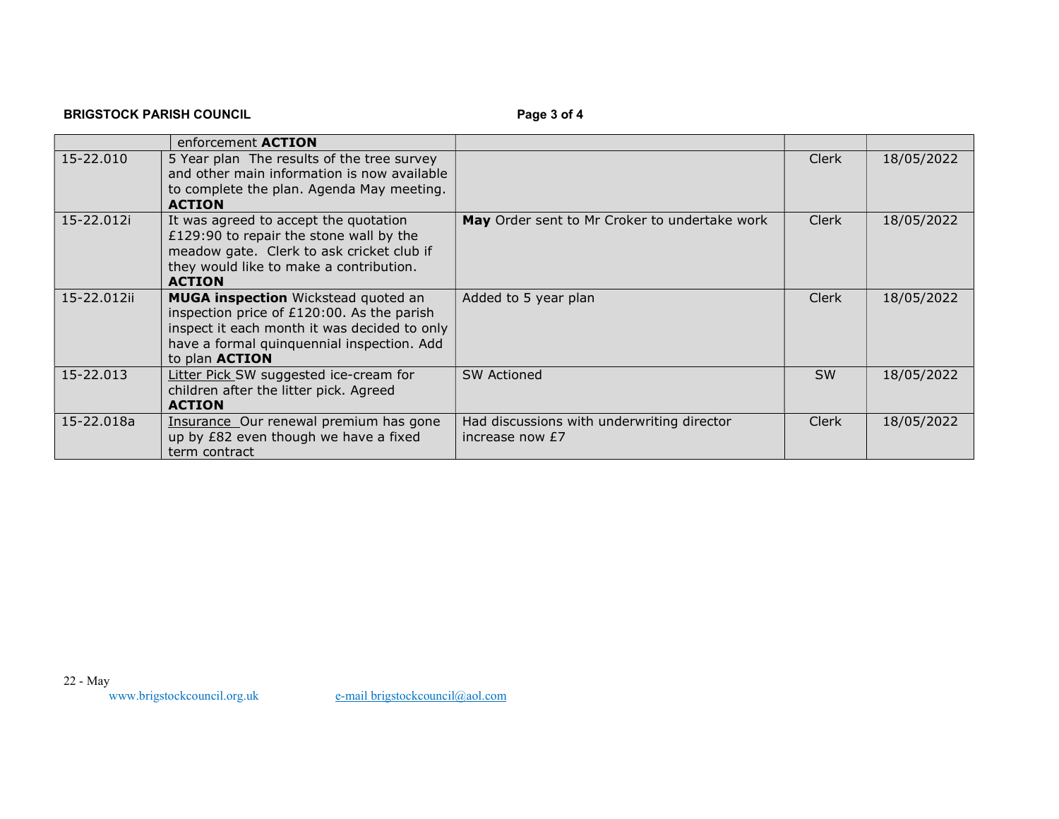| | | | | |
|---|---|---|---|---|
| | enforcement **ACTION** | | | |
| 15-22.010 | 5 Year plan The results of the tree survey and other main information is now available to complete the plan. Agenda May meeting. **ACTION** | | Clerk | 18/05/2022 |
| 15-22.012i | It was agreed to accept the quotation £129:90 to repair the stone wall by the meadow gate. Clerk to ask cricket club if they would like to make a contribution. **ACTION** | **May** Order sent to Mr Croker to undertake work | Clerk | 18/05/2022 |
| 15-22.012ii | **MUGA inspection** Wickstead quoted an inspection price of £120:00. As the parish inspect it each month it was decided to only have a formal quinquennial inspection. Add to plan **ACTION** | Added to 5 year plan | Clerk | 18/05/2022 |
| 15-22.013 | Litter Pick SW suggested ice-cream for children after the litter pick. Agreed **ACTION** | SW Actioned | SW | 18/05/2022 |
| 15-22.018a | Insurance Our renewal premium has gone up by £82 even though we have a fixed term contract | Had discussions with underwriting director increase now £7 | Clerk | 18/05/2022 |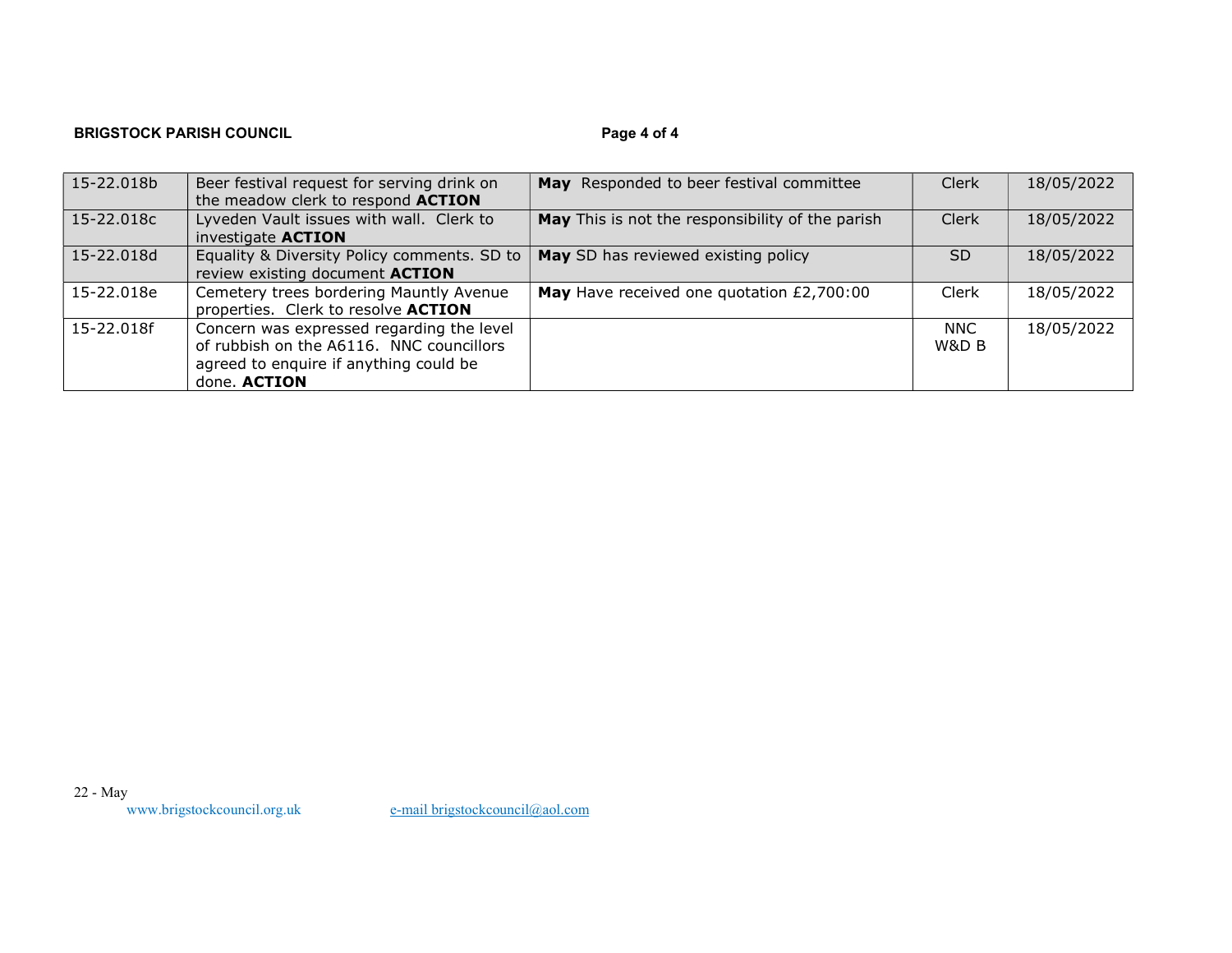| | | | | |
|---|---|---|---|---|
| 15-22.018b | Beer festival request for serving drink on the meadow clerk to respond **ACTION** | **May** Responded to beer festival committee | Clerk | 18/05/2022 |
| 15-22.018c | Lyveden Vault issues with wall. Clerk to investigate **ACTION** | **May** This is not the responsibility of the parish | Clerk | 18/05/2022 |
| 15-22.018d | Equality & Diversity Policy comments. SD to review existing document **ACTION** | **May** SD has reviewed existing policy | SD | 18/05/2022 |
| 15-22.018e | Cemetery trees bordering Mauntly Avenue properties. Clerk to resolve **ACTION** | **May** Have received one quotation £2,700:00 | Clerk | 18/05/2022 |
| 15-22.018f | Concern was expressed regarding the level of rubbish on the A6116. NNC councillors agreed to enquire if anything could be done. **ACTION** | | NNC W&D B | 18/05/2022 |

22 - May

www.brigstockcouncil.org.uk e-mail brigstockcouncil@aol.com